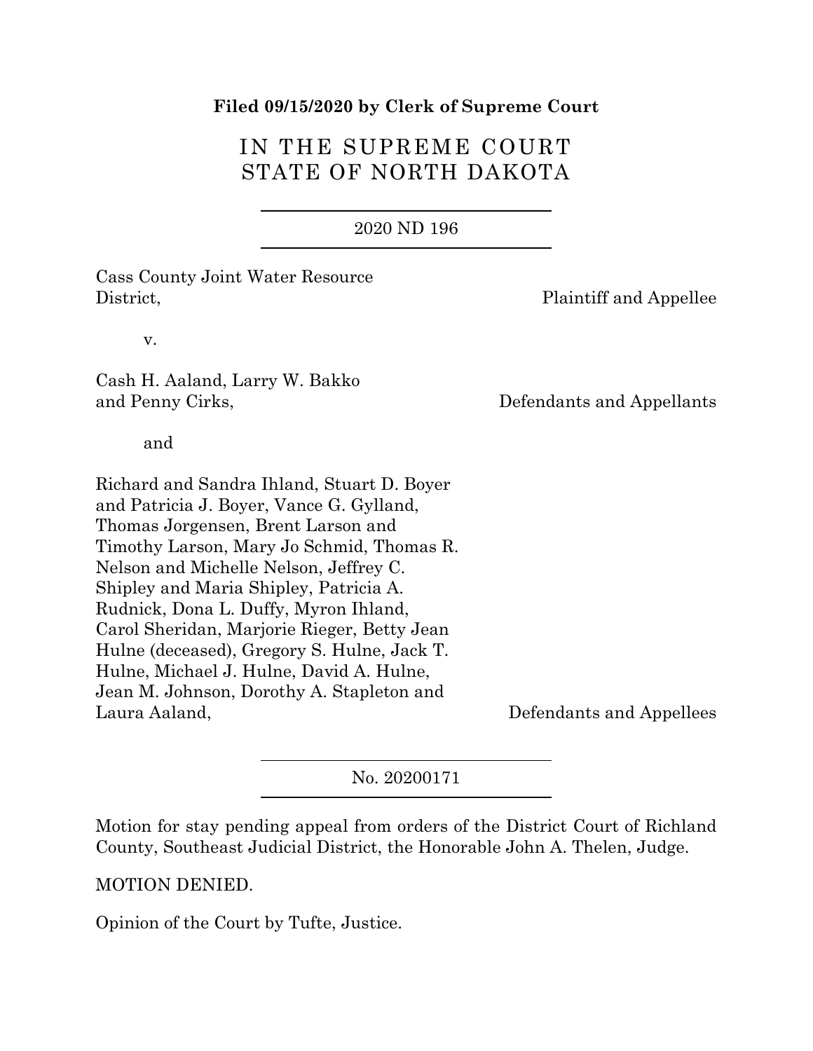**Filed 09/15/2020 by Clerk of Supreme Court**

# IN THE SUPREME COURT
# STATE OF NORTH DAKOTA

2020 ND 196

Cass County Joint Water Resource District, Plaintiff and Appellee

v.

Cash H. Aaland, Larry W. Bakko and Penny Cirks, Defendants and Appellants

and

Richard and Sandra Ihland, Stuart D. Boyer and Patricia J. Boyer, Vance G. Gylland, Thomas Jorgensen, Brent Larson and Timothy Larson, Mary Jo Schmid, Thomas R. Nelson and Michelle Nelson, Jeffrey C. Shipley and Maria Shipley, Patricia A. Rudnick, Dona L. Duffy, Myron Ihland, Carol Sheridan, Marjorie Rieger, Betty Jean Hulne (deceased), Gregory S. Hulne, Jack T. Hulne, Michael J. Hulne, David A. Hulne, Jean M. Johnson, Dorothy A. Stapleton and Laura Aaland, Defendants and Appellees

No. 20200171

Motion for stay pending appeal from orders of the District Court of Richland County, Southeast Judicial District, the Honorable John A. Thelen, Judge.

MOTION DENIED.

Opinion of the Court by Tufte, Justice.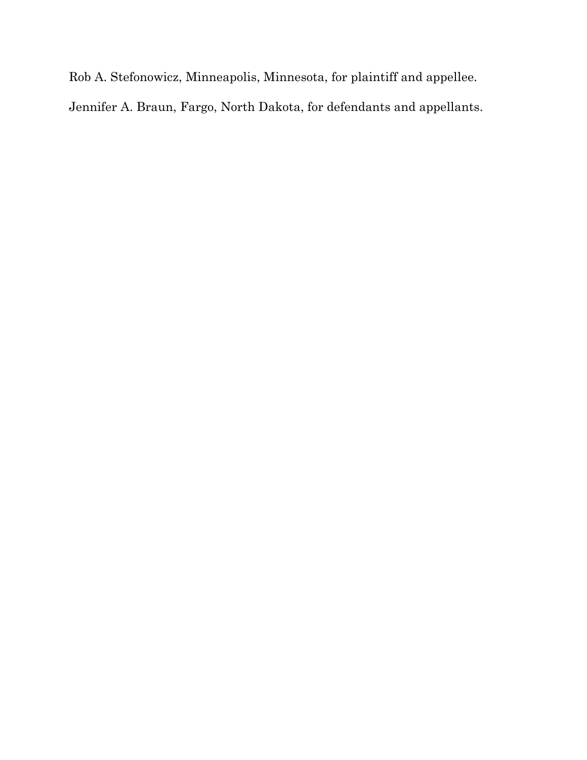Rob A. Stefonowicz, Minneapolis, Minnesota, for plaintiff and appellee.

Jennifer A. Braun, Fargo, North Dakota, for defendants and appellants.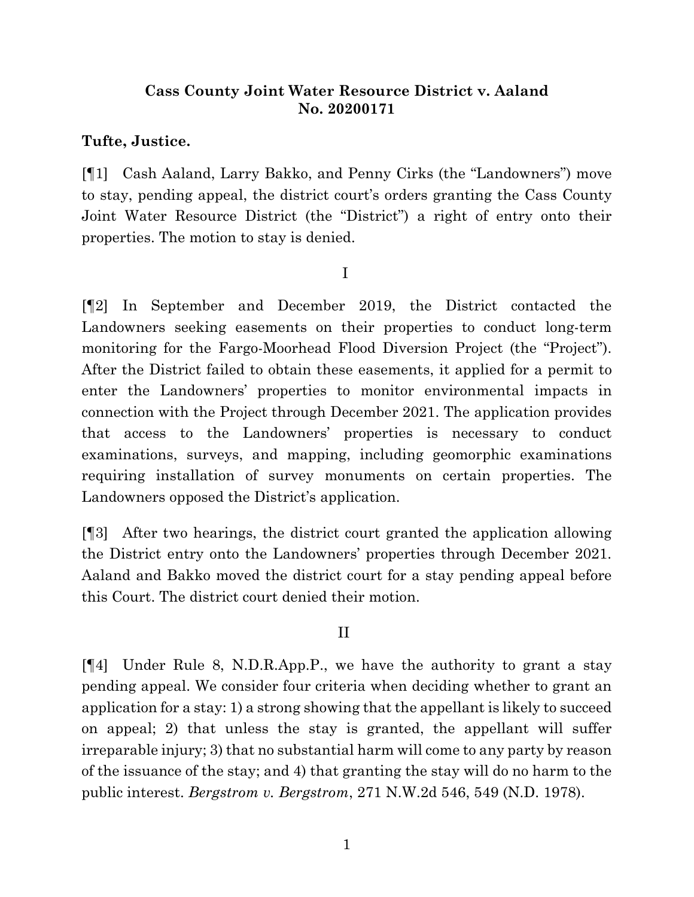**Cass County Joint Water Resource District v. Aaland**
**No. 20200171**

**Tufte, Justice.**

[¶1] Cash Aaland, Larry Bakko, and Penny Cirks (the "Landowners") move to stay, pending appeal, the district court's orders granting the Cass County Joint Water Resource District (the "District") a right of entry onto their properties. The motion to stay is denied.

I

[¶2] In September and December 2019, the District contacted the Landowners seeking easements on their properties to conduct long-term monitoring for the Fargo-Moorhead Flood Diversion Project (the "Project"). After the District failed to obtain these easements, it applied for a permit to enter the Landowners' properties to monitor environmental impacts in connection with the Project through December 2021. The application provides that access to the Landowners' properties is necessary to conduct examinations, surveys, and mapping, including geomorphic examinations requiring installation of survey monuments on certain properties. The Landowners opposed the District's application.

[¶3] After two hearings, the district court granted the application allowing the District entry onto the Landowners' properties through December 2021. Aaland and Bakko moved the district court for a stay pending appeal before this Court. The district court denied their motion.

II

[¶4] Under Rule 8, N.D.R.App.P., we have the authority to grant a stay pending appeal. We consider four criteria when deciding whether to grant an application for a stay: 1) a strong showing that the appellant is likely to succeed on appeal; 2) that unless the stay is granted, the appellant will suffer irreparable injury; 3) that no substantial harm will come to any party by reason of the issuance of the stay; and 4) that granting the stay will do no harm to the public interest. *Bergstrom v. Bergstrom*, 271 N.W.2d 546, 549 (N.D. 1978).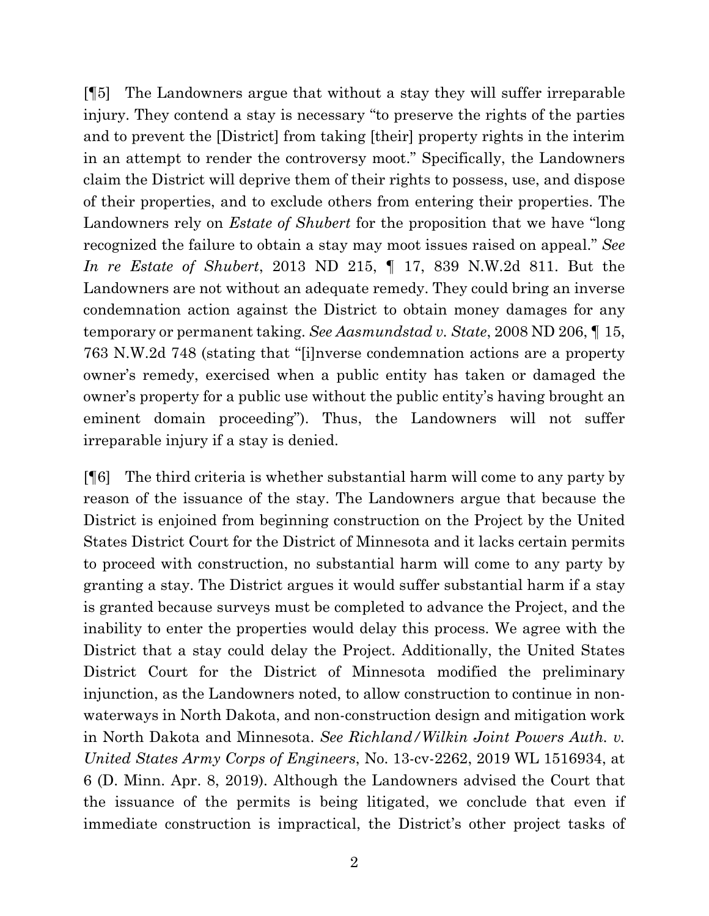[¶5] The Landowners argue that without a stay they will suffer irreparable injury. They contend a stay is necessary "to preserve the rights of the parties and to prevent the [District] from taking [their] property rights in the interim in an attempt to render the controversy moot." Specifically, the Landowners claim the District will deprive them of their rights to possess, use, and dispose of their properties, and to exclude others from entering their properties. The Landowners rely on *Estate of Shubert* for the proposition that we have "long recognized the failure to obtain a stay may moot issues raised on appeal." *See In re Estate of Shubert*, 2013 ND 215, ¶ 17, 839 N.W.2d 811. But the Landowners are not without an adequate remedy. They could bring an inverse condemnation action against the District to obtain money damages for any temporary or permanent taking. *See Aasmundstad v. State*, 2008 ND 206, ¶ 15, 763 N.W.2d 748 (stating that "[i]nverse condemnation actions are a property owner's remedy, exercised when a public entity has taken or damaged the owner's property for a public use without the public entity's having brought an eminent domain proceeding"). Thus, the Landowners will not suffer irreparable injury if a stay is denied.

[¶6] The third criteria is whether substantial harm will come to any party by reason of the issuance of the stay. The Landowners argue that because the District is enjoined from beginning construction on the Project by the United States District Court for the District of Minnesota and it lacks certain permits to proceed with construction, no substantial harm will come to any party by granting a stay. The District argues it would suffer substantial harm if a stay is granted because surveys must be completed to advance the Project, and the inability to enter the properties would delay this process. We agree with the District that a stay could delay the Project. Additionally, the United States District Court for the District of Minnesota modified the preliminary injunction, as the Landowners noted, to allow construction to continue in non-waterways in North Dakota, and non-construction design and mitigation work in North Dakota and Minnesota. *See Richland/Wilkin Joint Powers Auth. v. United States Army Corps of Engineers*, No. 13-cv-2262, 2019 WL 1516934, at 6 (D. Minn. Apr. 8, 2019). Although the Landowners advised the Court that the issuance of the permits is being litigated, we conclude that even if immediate construction is impractical, the District's other project tasks of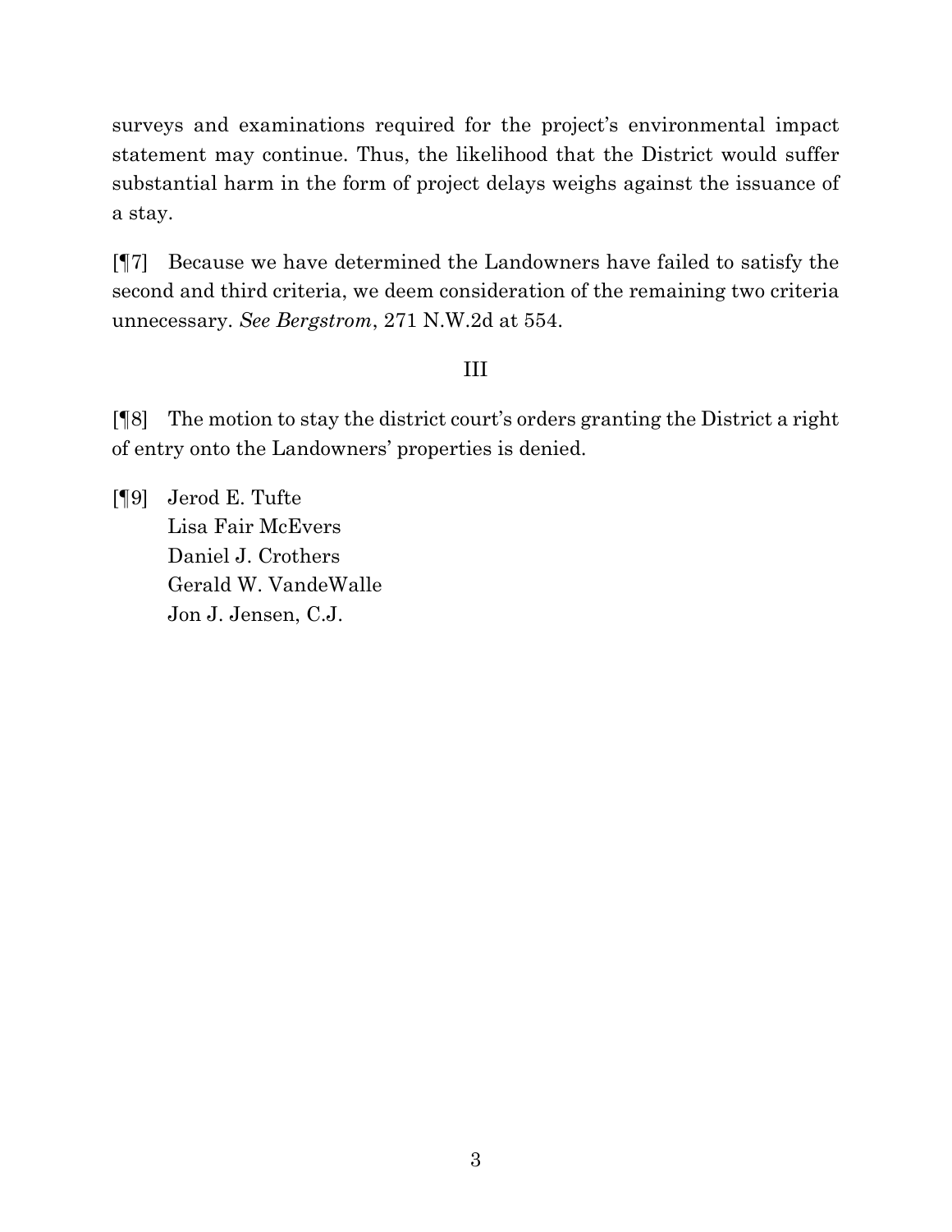surveys and examinations required for the project's environmental impact statement may continue. Thus, the likelihood that the District would suffer substantial harm in the form of project delays weighs against the issuance of a stay.

[¶7] Because we have determined the Landowners have failed to satisfy the second and third criteria, we deem consideration of the remaining two criteria unnecessary. *See Bergstrom*, 271 N.W.2d at 554.

## III

[¶8] The motion to stay the district court's orders granting the District a right of entry onto the Landowners' properties is denied.

[¶9] Jerod E. Tufte
Lisa Fair McEvers
Daniel J. Crothers
Gerald W. VandeWalle
Jon J. Jensen, C.J.